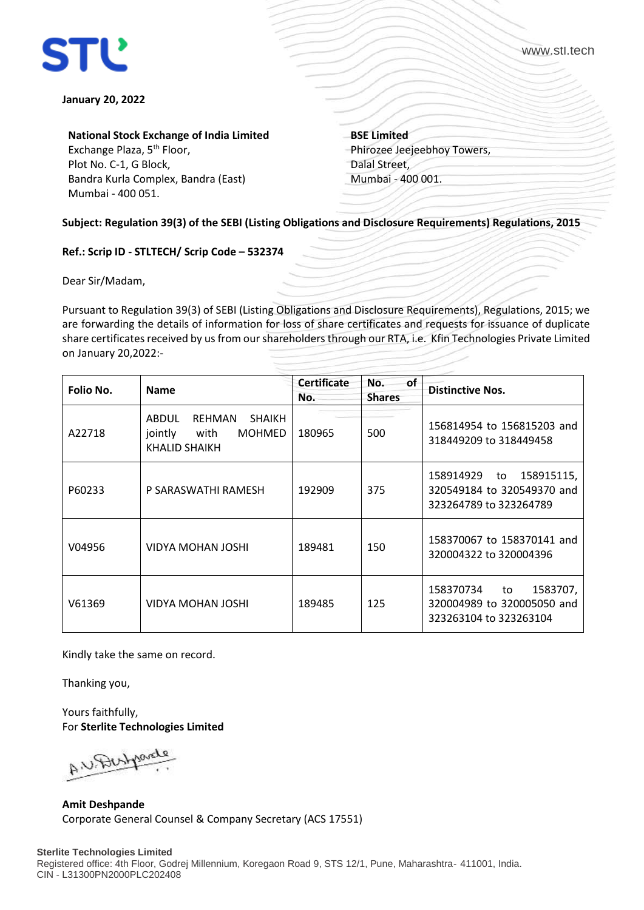January 20, 2022

**National Stock Exchange of India Limited**
Exchange Plaza, 5th Floor,
Plot No. C-1, G Block,
Bandra Kurla Complex, Bandra (East)
Mumbai - 400 051.

**BSE Limited**
Phirozee Jeejeebhoy Towers,
Dalal Street,
Mumbai - 400 001.

**Subject: Regulation 39(3) of the SEBI (Listing Obligations and Disclosure Requirements) Regulations, 2015**

**Ref.: Scrip ID - STLTECH/ Scrip Code – 532374**

Dear Sir/Madam,

Pursuant to Regulation 39(3) of SEBI (Listing Obligations and Disclosure Requirements), Regulations, 2015; we are forwarding the details of information for loss of share certificates and requests for issuance of duplicate share certificates received by us from our shareholders through our RTA, i.e. Kfin Technologies Private Limited on January 20,2022:-

| Folio No. | Name | Certificate No. | No. of Shares | Distinctive Nos. |
|---|---|---|---|---|
| A22718 | ABDUL REHMAN SHAIKH jointly with MOHMED KHALID SHAIKH | 180965 | 500 | 156814954 to 156815203 and 318449209 to 318449458 |
| P60233 | P SARASWATHI RAMESH | 192909 | 375 | 158914929 to 158915115, 320549184 to 320549370 and 323264789 to 323264789 |
| V04956 | VIDYA MOHAN JOSHI | 189481 | 150 | 158370067 to 158370141 and 320004322 to 320004396 |
| V61369 | VIDYA MOHAN JOSHI | 189485 | 125 | 158370734 to 1583707, 320004989 to 320005050 and 323263104 to 323263104 |

Kindly take the same on record.

Thanking you,

Yours faithfully,
For **Sterlite Technologies Limited**

**Amit Deshpande**
Corporate General Counsel & Company Secretary (ACS 17551)

**Sterlite Technologies Limited**
Registered office: 4th Floor, Godrej Millennium, Koregaon Road 9, STS 12/1, Pune, Maharashtra- 411001, India.
CIN - L31300PN2000PLC202408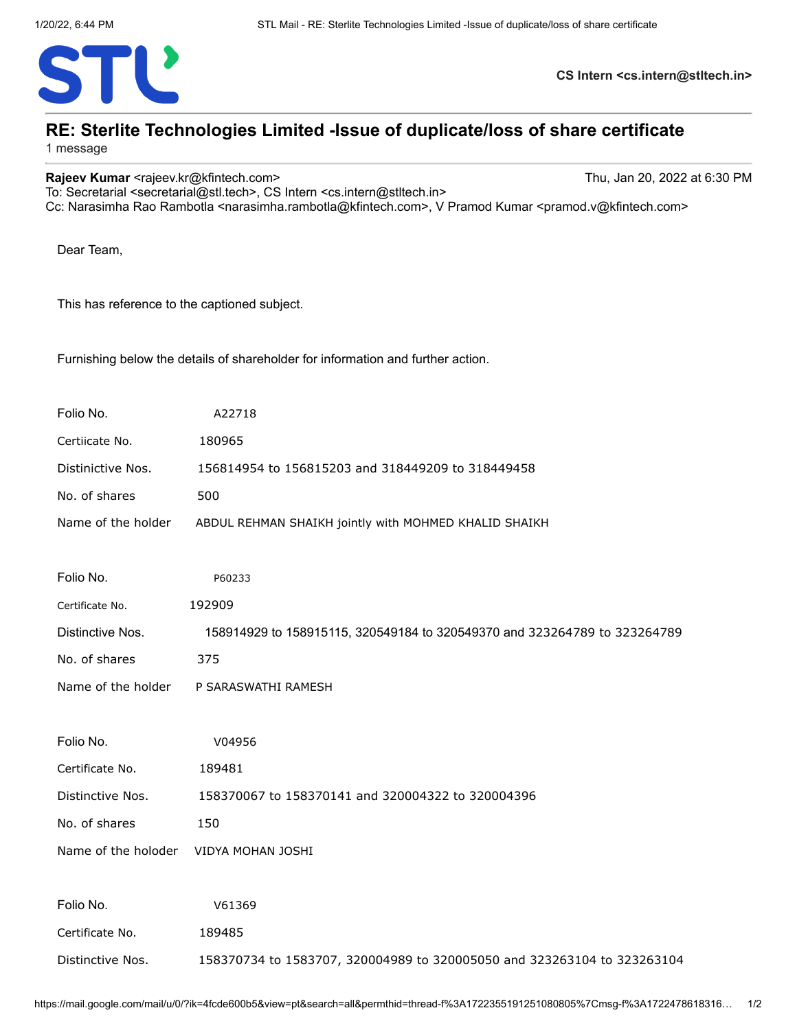# RE: Sterlite Technologies Limited -Issue of duplicate/loss of share certificate

1 message

**Rajeev Kumar** <rajeev.kr@kfintech.com> Thu, Jan 20, 2022 at 6:30 PM
To: Secretarial <secretarial@stl.tech>, CS Intern <cs.intern@stltech.in>
Cc: Narasimha Rao Rambotla <narasimha.rambotla@kfintech.com>, V Pramod Kumar <pramod.v@kfintech.com>

Dear Team,

This has reference to the captioned subject.

Furnishing below the details of shareholder for information and further action.

| | |
|---|---|
| Folio No. | A22718 |
| Certiicate No. | 180965 |
| Distinictive Nos. | 156814954 to 156815203 and 318449209 to 318449458 |
| No. of shares | 500 |
| Name of the holder | ABDUL REHMAN SHAIKH jointly with MOHMED KHALID SHAIKH |

| | |
|---|---|
| Folio No. | P60233 |
| Certificate No. | 192909 |
| Distinctive Nos. | 158914929 to 158915115, 320549184 to 320549370 and 323264789 to 323264789 |
| No. of shares | 375 |
| Name of the holder | P SARASWATHI RAMESH |

| | |
|---|---|
| Folio No. | V04956 |
| Certificate No. | 189481 |
| Distinctive Nos. | 158370067 to 158370141 and 320004322 to 320004396 |
| No. of shares | 150 |
| Name of the holoder | VIDYA MOHAN JOSHI |

| | |
|---|---|
| Folio No. | V61369 |
| Certificate No. | 189485 |
| Distinctive Nos. | 158370734 to 1583707, 320004989 to 320005050 and 323263104 to 323263104 |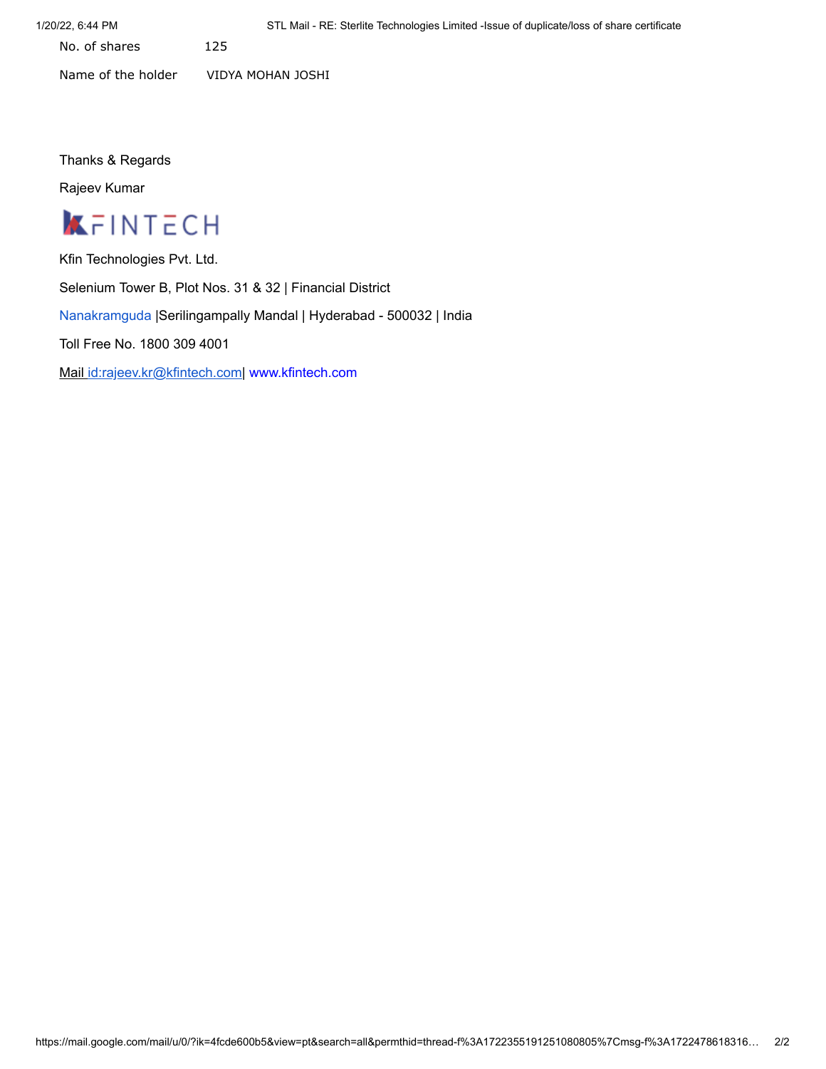| | |
|---|---|
| No. of shares | 125 |
| Name of the holder | VIDYA MOHAN JOSHI |

Thanks & Regards

Rajeev Kumar

KFINTECH

Kfin Technologies Pvt. Ltd.

Selenium Tower B, Plot Nos. 31 & 32 | Financial District

Nanakramguda |Serilingampally Mandal | Hyderabad - 500032 | India

Toll Free No. 1800 309 4001

Mail id:rajeev.kr@kfintech.com| www.kfintech.com